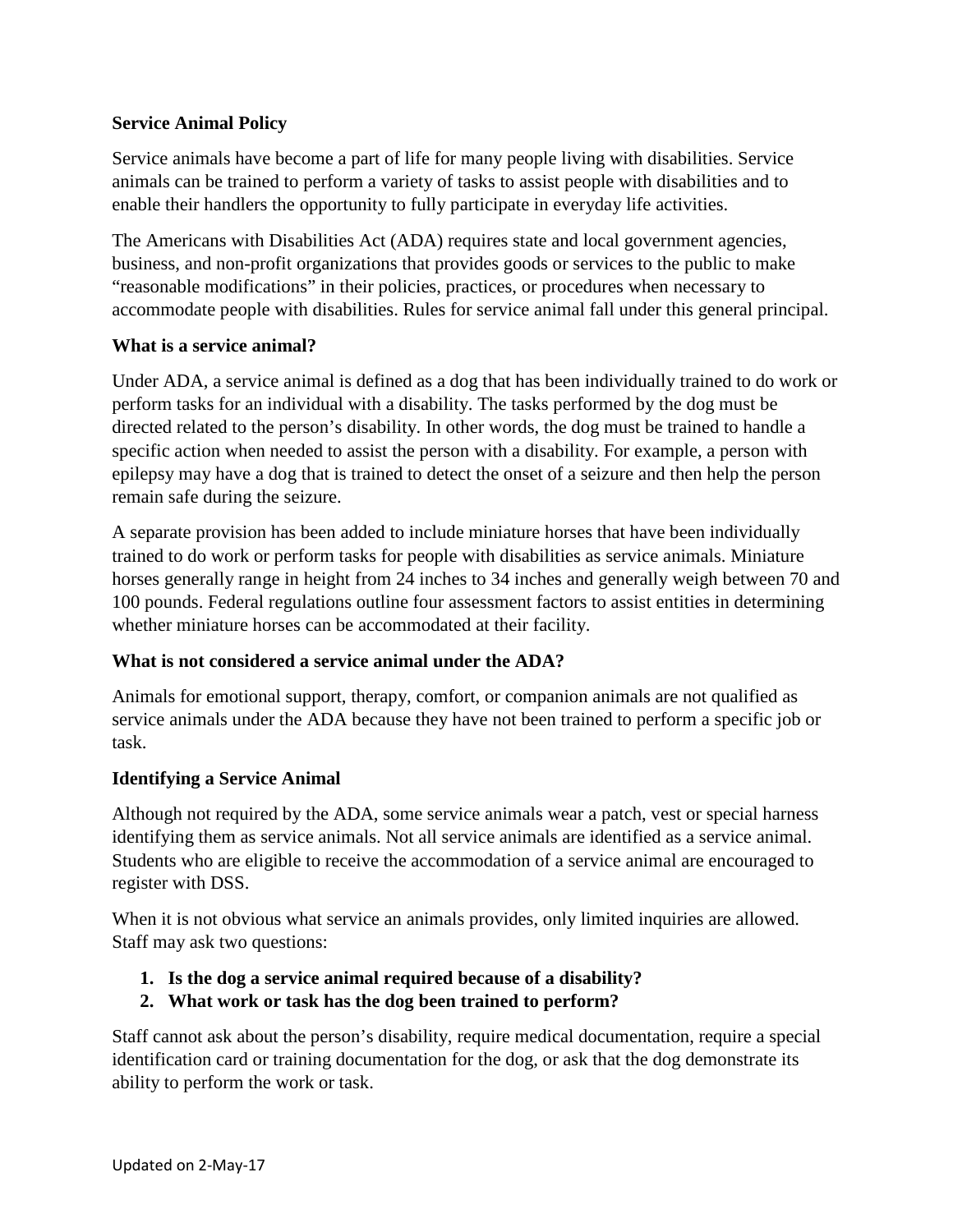**Service Animal Policy**

Service animals have become a part of life for many people living with disabilities. Service animals can be trained to perform a variety of tasks to assist people with disabilities and to enable their handlers the opportunity to fully participate in everyday life activities.

The Americans with Disabilities Act (ADA) requires state and local government agencies, business, and non-profit organizations that provides goods or services to the public to make “reasonable modifications” in their policies, practices, or procedures when necessary to accommodate people with disabilities. Rules for service animal fall under this general principal.

**What is a service animal?**

Under ADA, a service animal is defined as a dog that has been individually trained to do work or perform tasks for an individual with a disability. The tasks performed by the dog must be directed related to the person’s disability. In other words, the dog must be trained to handle a specific action when needed to assist the person with a disability. For example, a person with epilepsy may have a dog that is trained to detect the onset of a seizure and then help the person remain safe during the seizure.

A separate provision has been added to include miniature horses that have been individually trained to do work or perform tasks for people with disabilities as service animals. Miniature horses generally range in height from 24 inches to 34 inches and generally weigh between 70 and 100 pounds. Federal regulations outline four assessment factors to assist entities in determining whether miniature horses can be accommodated at their facility.

**What is not considered a service animal under the ADA?**

Animals for emotional support, therapy, comfort, or companion animals are not qualified as service animals under the ADA because they have not been trained to perform a specific job or task.

**Identifying a Service Animal**

Although not required by the ADA, some service animals wear a patch, vest or special harness identifying them as service animals. Not all service animals are identified as a service animal. Students who are eligible to receive the accommodation of a service animal are encouraged to register with DSS.

When it is not obvious what service an animals provides, only limited inquiries are allowed. Staff may ask two questions:

1. **Is the dog a service animal required because of a disability?**
2. **What work or task has the dog been trained to perform?**

Staff cannot ask about the person’s disability, require medical documentation, require a special identification card or training documentation for the dog, or ask that the dog demonstrate its ability to perform the work or task.

Updated on 2-May-17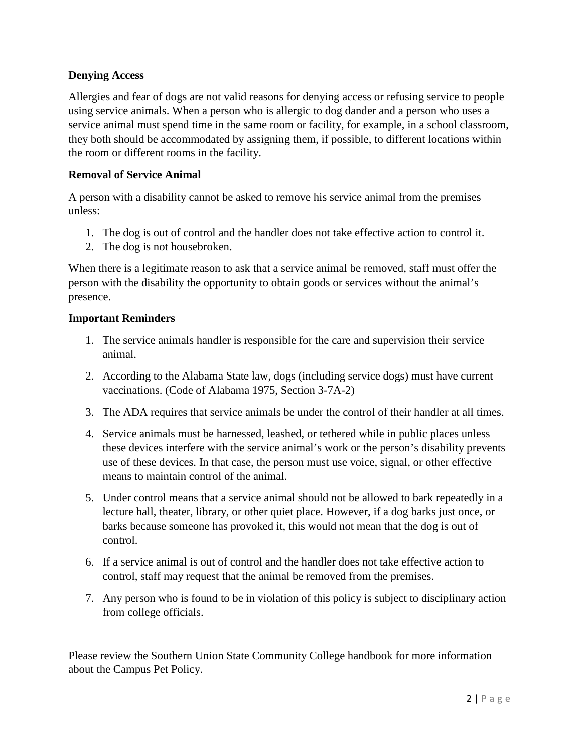**Denying Access**

Allergies and fear of dogs are not valid reasons for denying access or refusing service to people using service animals. When a person who is allergic to dog dander and a person who uses a service animal must spend time in the same room or facility, for example, in a school classroom, they both should be accommodated by assigning them, if possible, to different locations within the room or different rooms in the facility.

**Removal of Service Animal**

A person with a disability cannot be asked to remove his service animal from the premises unless:

1. The dog is out of control and the handler does not take effective action to control it.
2. The dog is not housebroken.

When there is a legitimate reason to ask that a service animal be removed, staff must offer the person with the disability the opportunity to obtain goods or services without the animal's presence.

**Important Reminders**

1. The service animals handler is responsible for the care and supervision their service animal.
2. According to the Alabama State law, dogs (including service dogs) must have current vaccinations. (Code of Alabama 1975, Section 3-7A-2)
3. The ADA requires that service animals be under the control of their handler at all times.
4. Service animals must be harnessed, leashed, or tethered while in public places unless these devices interfere with the service animal's work or the person's disability prevents use of these devices. In that case, the person must use voice, signal, or other effective means to maintain control of the animal.
5. Under control means that a service animal should not be allowed to bark repeatedly in a lecture hall, theater, library, or other quiet place. However, if a dog barks just once, or barks because someone has provoked it, this would not mean that the dog is out of control.
6. If a service animal is out of control and the handler does not take effective action to control, staff may request that the animal be removed from the premises.
7. Any person who is found to be in violation of this policy is subject to disciplinary action from college officials.

Please review the Southern Union State Community College handbook for more information about the Campus Pet Policy.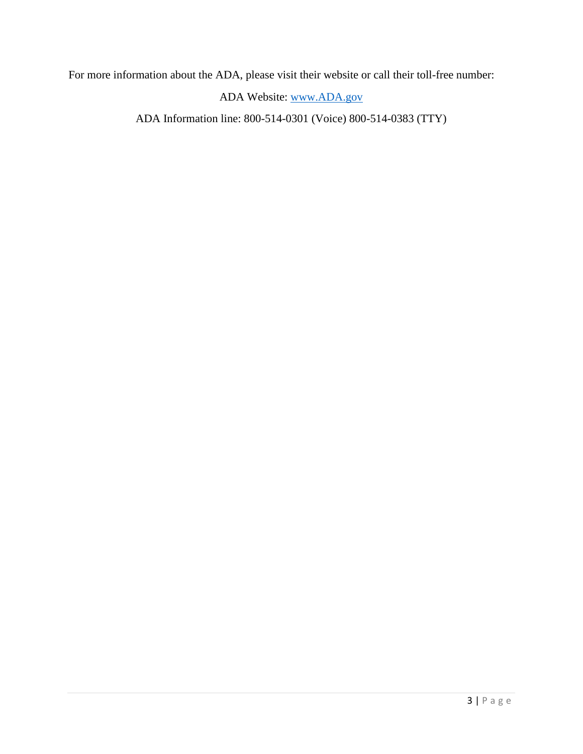For more information about the ADA, please visit their website or call their toll-free number:

ADA Website: [www.ADA.gov](http://www.ADA.gov)

ADA Information line: 800-514-0301 (Voice) 800-514-0383 (TTY)